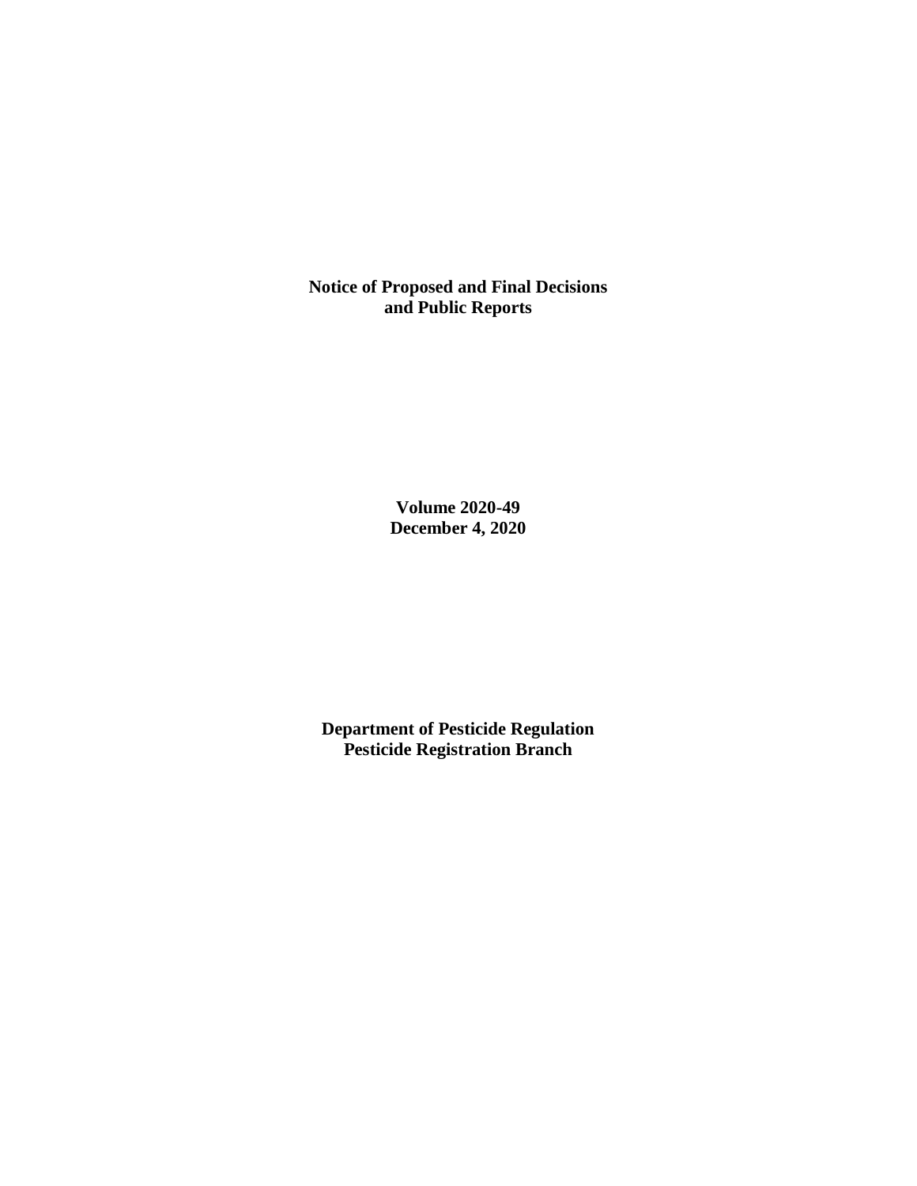# Notice of Proposed and Final Decisions and Public Reports

**Volume 2020-49**
**December 4, 2020**

**Department of Pesticide Regulation**
**Pesticide Registration Branch**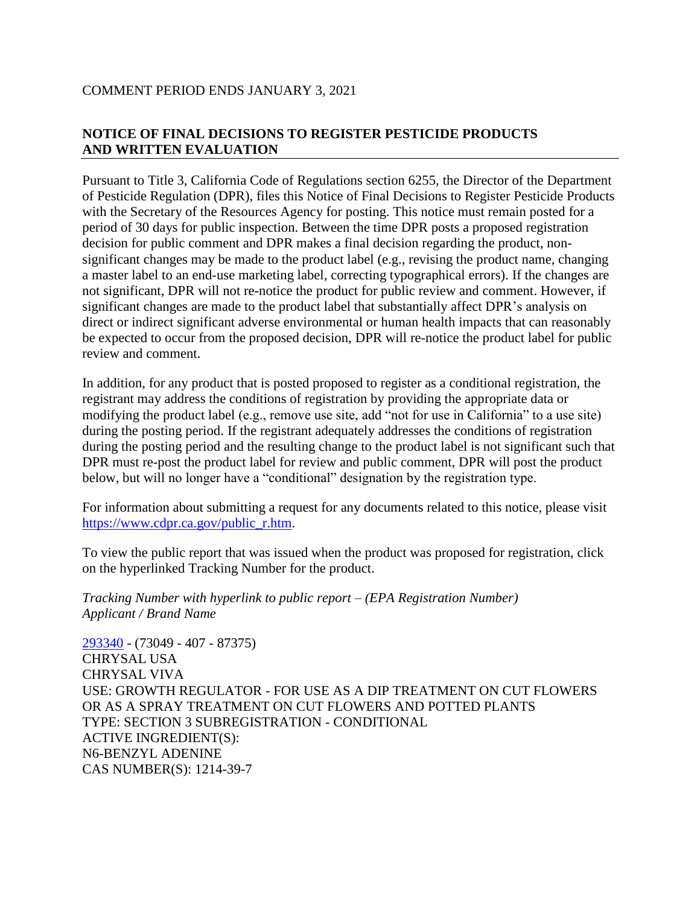COMMENT PERIOD ENDS JANUARY 3, 2021

## NOTICE OF FINAL DECISIONS TO REGISTER PESTICIDE PRODUCTS AND WRITTEN EVALUATION

Pursuant to Title 3, California Code of Regulations section 6255, the Director of the Department of Pesticide Regulation (DPR), files this Notice of Final Decisions to Register Pesticide Products with the Secretary of the Resources Agency for posting. This notice must remain posted for a period of 30 days for public inspection. Between the time DPR posts a proposed registration decision for public comment and DPR makes a final decision regarding the product, non-significant changes may be made to the product label (e.g., revising the product name, changing a master label to an end-use marketing label, correcting typographical errors). If the changes are not significant, DPR will not re-notice the product for public review and comment. However, if significant changes are made to the product label that substantially affect DPR's analysis on direct or indirect significant adverse environmental or human health impacts that can reasonably be expected to occur from the proposed decision, DPR will re-notice the product label for public review and comment.

In addition, for any product that is posted proposed to register as a conditional registration, the registrant may address the conditions of registration by providing the appropriate data or modifying the product label (e.g., remove use site, add "not for use in California" to a use site) during the posting period. If the registrant adequately addresses the conditions of registration during the posting period and the resulting change to the product label is not significant such that DPR must re-post the product label for review and public comment, DPR will post the product below, but will no longer have a "conditional" designation by the registration type.

For information about submitting a request for any documents related to this notice, please visit https://www.cdpr.ca.gov/public_r.htm.

To view the public report that was issued when the product was proposed for registration, click on the hyperlinked Tracking Number for the product.

*Tracking Number with hyperlink to public report – (EPA Registration Number)*
*Applicant / Brand Name*

293340 - (73049 - 407 - 87375)
CHRYSAL USA
CHRYSAL VIVA
USE: GROWTH REGULATOR - FOR USE AS A DIP TREATMENT ON CUT FLOWERS OR AS A SPRAY TREATMENT ON CUT FLOWERS AND POTTED PLANTS
TYPE: SECTION 3 SUBREGISTRATION - CONDITIONAL
ACTIVE INGREDIENT(S):
N6-BENZYL ADENINE
CAS NUMBER(S): 1214-39-7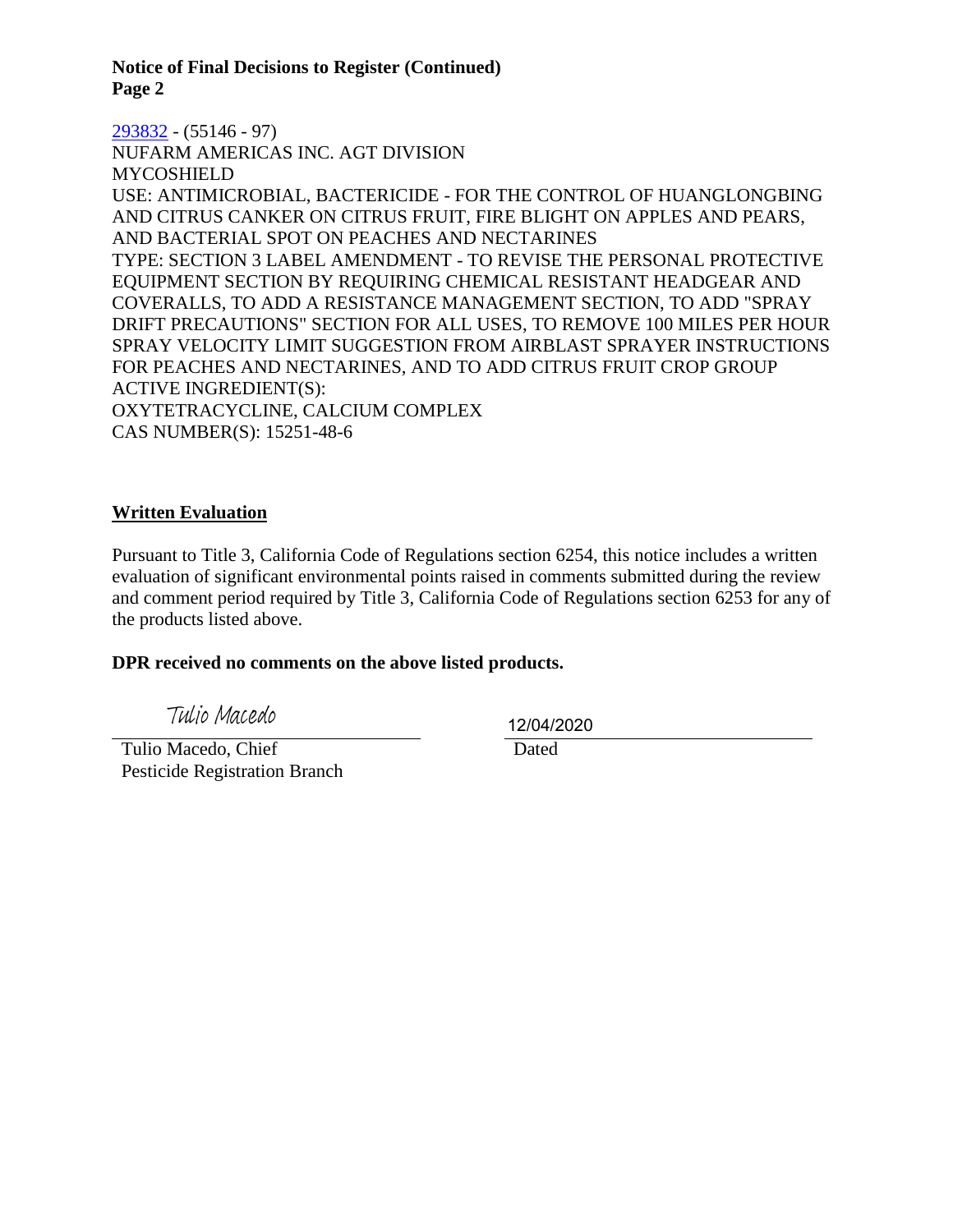**Notice of Final Decisions to Register (Continued)**
**Page 2**

[293832] - (55146 - 97)
NUFARM AMERICAS INC. AGT DIVISION
MYCOSHIELD
USE: ANTIMICROBIAL, BACTERICIDE - FOR THE CONTROL OF HUANGLONGBING AND CITRUS CANKER ON CITRUS FRUIT, FIRE BLIGHT ON APPLES AND PEARS, AND BACTERIAL SPOT ON PEACHES AND NECTARINES
TYPE: SECTION 3 LABEL AMENDMENT - TO REVISE THE PERSONAL PROTECTIVE EQUIPMENT SECTION BY REQUIRING CHEMICAL RESISTANT HEADGEAR AND COVERALLS, TO ADD A RESISTANCE MANAGEMENT SECTION, TO ADD "SPRAY DRIFT PRECAUTIONS" SECTION FOR ALL USES, TO REMOVE 100 MILES PER HOUR SPRAY VELOCITY LIMIT SUGGESTION FROM AIRBLAST SPRAYER INSTRUCTIONS FOR PEACHES AND NECTARINES, AND TO ADD CITRUS FRUIT CROP GROUP
ACTIVE INGREDIENT(S):
OXYTETRACYCLINE, CALCIUM COMPLEX
CAS NUMBER(S): 15251-48-6

## Written Evaluation

Pursuant to Title 3, California Code of Regulations section 6254, this notice includes a written evaluation of significant environmental points raised in comments submitted during the review and comment period required by Title 3, California Code of Regulations section 6253 for any of the products listed above.

**DPR received no comments on the above listed products.**

Tulio Macedo
Tulio Macedo, Chief
Pesticide Registration Branch

12/04/2020
Dated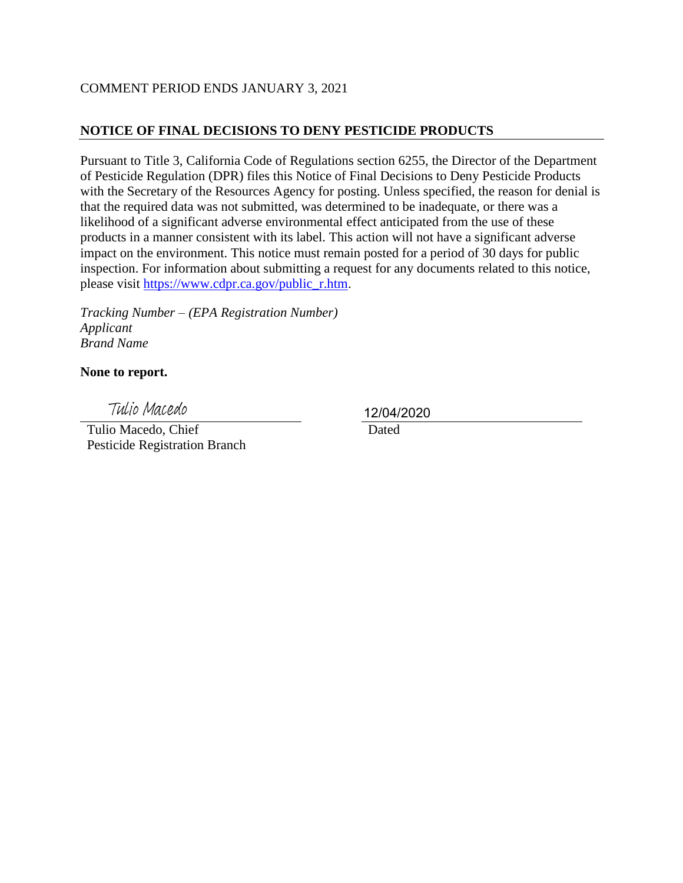COMMENT PERIOD ENDS JANUARY 3, 2021

## NOTICE OF FINAL DECISIONS TO DENY PESTICIDE PRODUCTS

Pursuant to Title 3, California Code of Regulations section 6255, the Director of the Department of Pesticide Regulation (DPR) files this Notice of Final Decisions to Deny Pesticide Products with the Secretary of the Resources Agency for posting. Unless specified, the reason for denial is that the required data was not submitted, was determined to be inadequate, or there was a likelihood of a significant adverse environmental effect anticipated from the use of these products in a manner consistent with its label. This action will not have a significant adverse impact on the environment. This notice must remain posted for a period of 30 days for public inspection. For information about submitting a request for any documents related to this notice, please visit [https://www.cdpr.ca.gov/public_r.htm](https://www.cdpr.ca.gov/public_r.htm).

*Tracking Number – (EPA Registration Number)*
*Applicant*
*Brand Name*

**None to report.**

Tulio Macedo

Tulio Macedo, Chief
Pesticide Registration Branch

12/04/2020
Dated